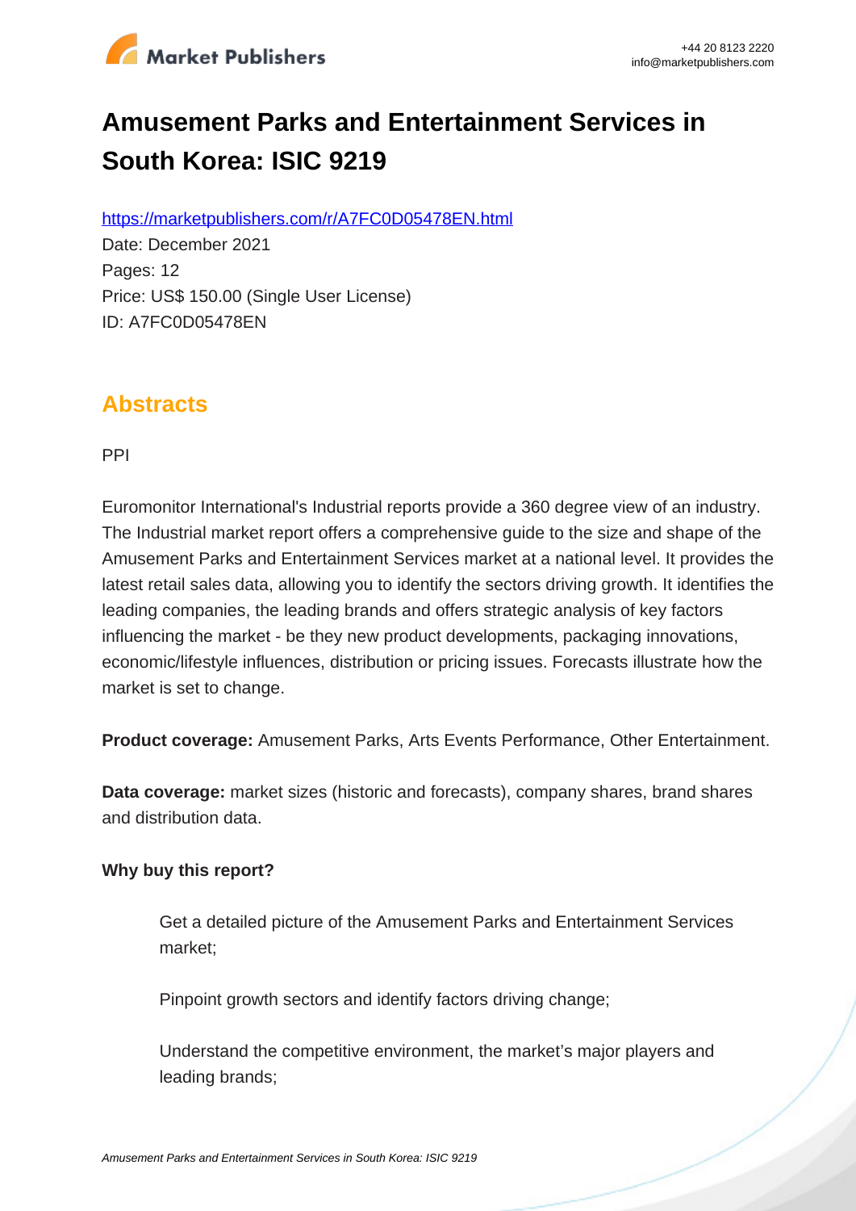# Amusement Parks and Entertainment Services in South Korea: ISIC 9219

https://marketpublishers.com/r/A7FC0D05478EN.html

Date: December 2021

Pages: 12

Price: US$ 150.00 (Single User License)

ID: A7FC0D05478EN

## Abstracts

PPI

Euromonitor International's Industrial reports provide a 360 degree view of an industry. The Industrial market report offers a comprehensive guide to the size and shape of the Amusement Parks and Entertainment Services market at a national level. It provides the latest retail sales data, allowing you to identify the sectors driving growth. It identifies the leading companies, the leading brands and offers strategic analysis of key factors influencing the market - be they new product developments, packaging innovations, economic/lifestyle influences, distribution or pricing issues. Forecasts illustrate how the market is set to change.

**Product coverage:** Amusement Parks, Arts Events Performance, Other Entertainment.

**Data coverage:** market sizes (historic and forecasts), company shares, brand shares and distribution data.

**Why buy this report?**

- Get a detailed picture of the Amusement Parks and Entertainment Services market;
- Pinpoint growth sectors and identify factors driving change;
- Understand the competitive environment, the market's major players and leading brands;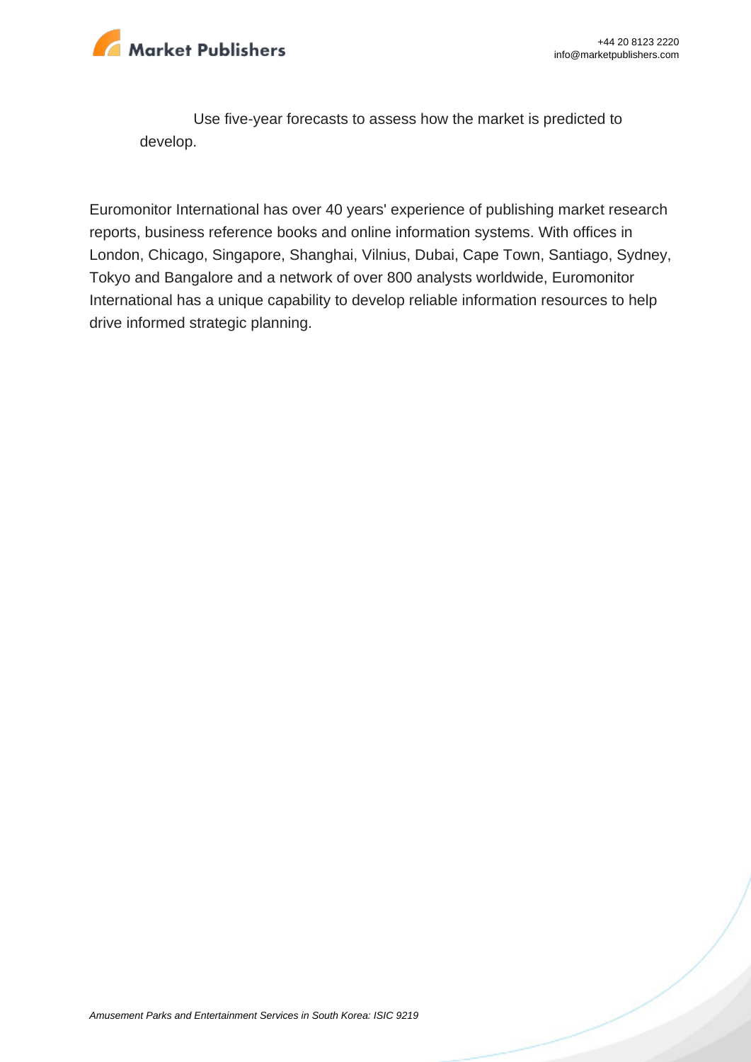Use five-year forecasts to assess how the market is predicted to develop.

Euromonitor International has over 40 years' experience of publishing market research reports, business reference books and online information systems. With offices in London, Chicago, Singapore, Shanghai, Vilnius, Dubai, Cape Town, Santiago, Sydney, Tokyo and Bangalore and a network of over 800 analysts worldwide, Euromonitor International has a unique capability to develop reliable information resources to help drive informed strategic planning.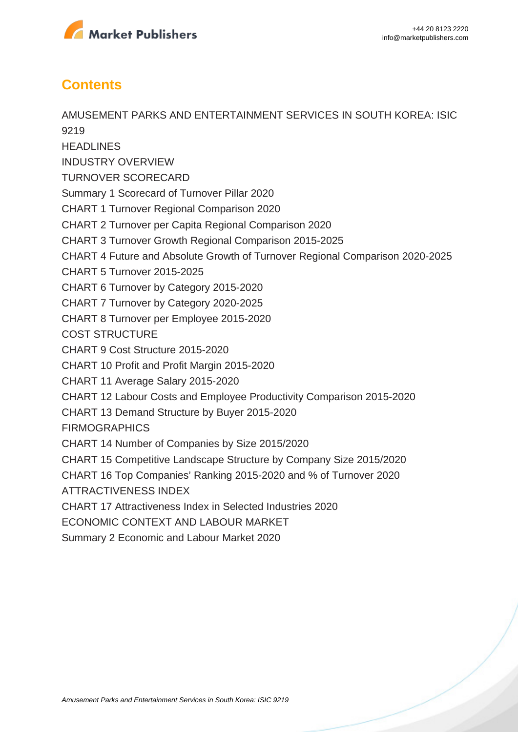## Contents

AMUSEMENT PARKS AND ENTERTAINMENT SERVICES IN SOUTH KOREA: ISIC 9219

HEADLINES

INDUSTRY OVERVIEW

TURNOVER SCORECARD

Summary 1 Scorecard of Turnover Pillar 2020

CHART 1 Turnover Regional Comparison 2020

CHART 2 Turnover per Capita Regional Comparison 2020

CHART 3 Turnover Growth Regional Comparison 2015-2025

CHART 4 Future and Absolute Growth of Turnover Regional Comparison 2020-2025

CHART 5 Turnover 2015-2025

CHART 6 Turnover by Category 2015-2020

CHART 7 Turnover by Category 2020-2025

CHART 8 Turnover per Employee 2015-2020

COST STRUCTURE

CHART 9 Cost Structure 2015-2020

CHART 10 Profit and Profit Margin 2015-2020

CHART 11 Average Salary 2015-2020

CHART 12 Labour Costs and Employee Productivity Comparison 2015-2020

CHART 13 Demand Structure by Buyer 2015-2020

FIRMOGRAPHICS

CHART 14 Number of Companies by Size 2015/2020

CHART 15 Competitive Landscape Structure by Company Size 2015/2020

CHART 16 Top Companies' Ranking 2015-2020 and % of Turnover 2020

ATTRACTIVENESS INDEX

CHART 17 Attractiveness Index in Selected Industries 2020

ECONOMIC CONTEXT AND LABOUR MARKET

Summary 2 Economic and Labour Market 2020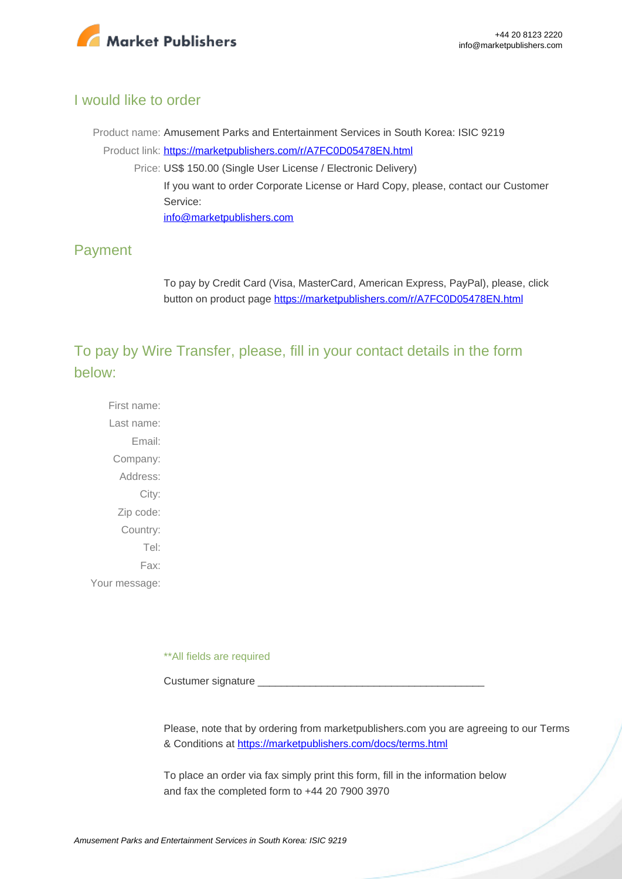## I would like to order

Product name: Amusement Parks and Entertainment Services in South Korea: ISIC 9219

Product link: https://marketpublishers.com/r/A7FC0D05478EN.html

Price: US$ 150.00 (Single User License / Electronic Delivery)

If you want to order Corporate License or Hard Copy, please, contact our Customer Service:

info@marketpublishers.com

## Payment

To pay by Credit Card (Visa, MasterCard, American Express, PayPal), please, click button on product page https://marketpublishers.com/r/A7FC0D05478EN.html

## To pay by Wire Transfer, please, fill in your contact details in the form below:

First name:

Last name:

Email:

Company:

Address:

City:

Zip code:

Country:

Tel:

Fax:

Your message:

**All fields are required

Custumer signature _______________________________________

Please, note that by ordering from marketpublishers.com you are agreeing to our Terms & Conditions at https://marketpublishers.com/docs/terms.html

To place an order via fax simply print this form, fill in the information below and fax the completed form to +44 20 7900 3970